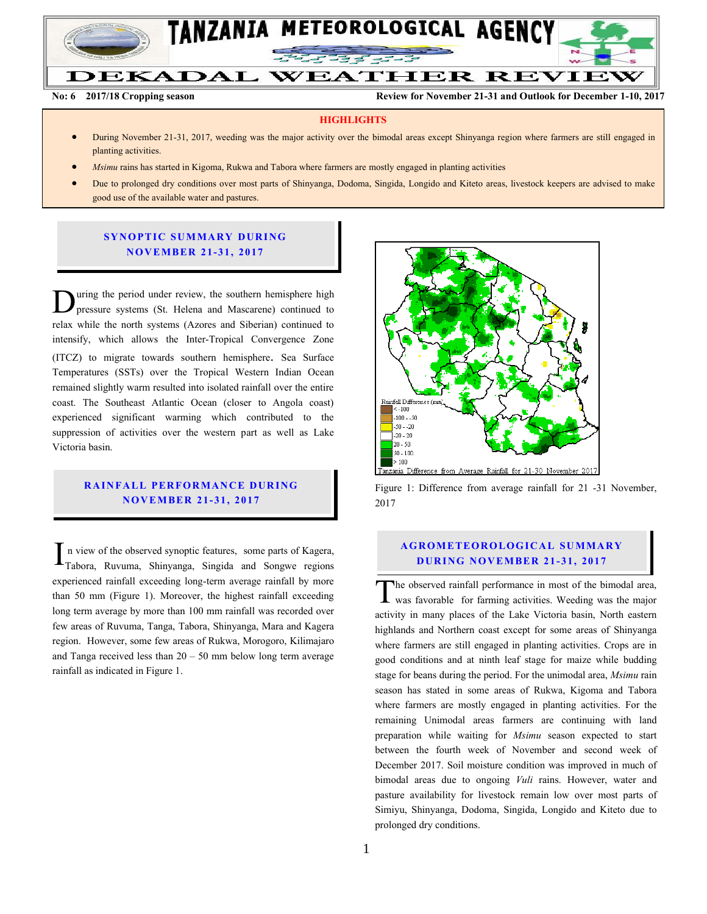# TANZANIA METEOROLOGICAL AGENCY

# DEKADAL WEATHER REVIEW

**No: 6 2017/18 Cropping season** **Review for November 21-31 and Outlook for December 1-10, 2017**

## HIGHLIGHTS

- During November 21-31, 2017, weeding was the major activity over the bimodal areas except Shinyanga region where farmers are still engaged in planting activities.
- *Msimu* rains has started in Kigoma, Rukwa and Tabora where farmers are mostly engaged in planting activities
- Due to prolonged dry conditions over most parts of Shinyanga, Dodoma, Singida, Longido and Kiteto areas, livestock keepers are advised to make good use of the available water and pastures.

## SYNOPTIC SUMMARY DURING NOVEMBER 21-31, 2017

During the period under review, the southern hemisphere high pressure systems (St. Helena and Mascarene) continued to relax while the north systems (Azores and Siberian) continued to intensify, which allows the Inter-Tropical Convergence Zone (ITCZ) to migrate towards southern hemisphere. Sea Surface Temperatures (SSTs) over the Tropical Western Indian Ocean remained slightly warm resulted into isolated rainfall over the entire coast. The Southeast Atlantic Ocean (closer to Angola coast) experienced significant warming which contributed to the suppression of activities over the western part as well as Lake Victoria basin.

## RAINFALL PERFORMANCE DURING NOVEMBER 21-31, 2017

In view of the observed synoptic features, some parts of Kagera, Tabora, Ruvuma, Shinyanga, Singida and Songwe regions experienced rainfall exceeding long-term average rainfall by more than 50 mm (Figure 1). Moreover, the highest rainfall exceeding long term average by more than 100 mm rainfall was recorded over few areas of Ruvuma, Tanga, Tabora, Shinyanga, Mara and Kagera region. However, some few areas of Rukwa, Morogoro, Kilimajaro and Tanga received less than 20 – 50 mm below long term average rainfall as indicated in Figure 1.

Figure 1: Difference from average rainfall for 21 -31 November, 2017

## AGROMETEOROLOGICAL SUMMARY DURING NOVEMBER 21-31, 2017

The observed rainfall performance in most of the bimodal area, was favorable for farming activities. Weeding was the major activity in many places of the Lake Victoria basin, North eastern highlands and Northern coast except for some areas of Shinyanga where farmers are still engaged in planting activities. Crops are in good conditions and at ninth leaf stage for maize while budding stage for beans during the period. For the unimodal area, *Msimu* rain season has stated in some areas of Rukwa, Kigoma and Tabora where farmers are mostly engaged in planting activities. For the remaining Unimodal areas farmers are continuing with land preparation while waiting for *Msimu* season expected to start between the fourth week of November and second week of December 2017. Soil moisture condition was improved in much of bimodal areas due to ongoing *Vuli* rains. However, water and pasture availability for livestock remain low over most parts of Simiyu, Shinyanga, Dodoma, Singida, Longido and Kiteto due to prolonged dry conditions.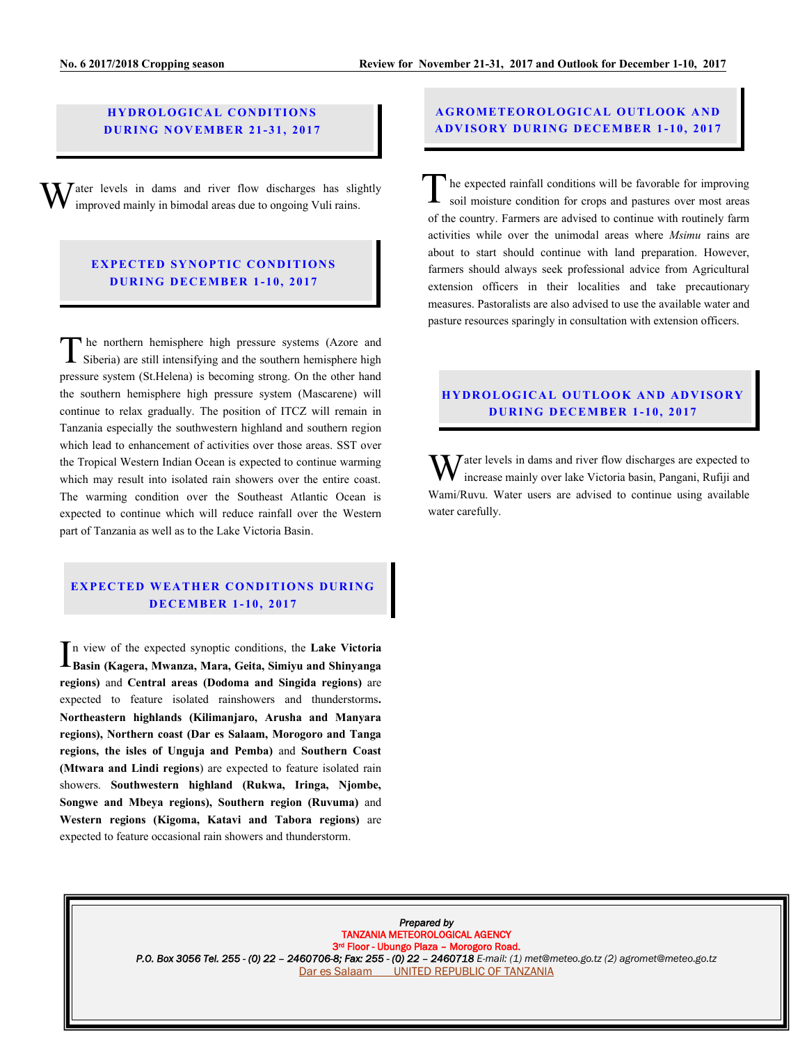## HYDROLOGICAL CONDITIONS DURING NOVEMBER 21-31, 2017

Water levels in dams and river flow discharges has slightly improved mainly in bimodal areas due to ongoing Vuli rains.

## EXPECTED SYNOPTIC CONDITIONS DURING DECEMBER 1-10, 2017

The northern hemisphere high pressure systems (Azore and Siberia) are still intensifying and the southern hemisphere high pressure system (St.Helena) is becoming strong. On the other hand the southern hemisphere high pressure system (Mascarene) will continue to relax gradually. The position of ITCZ will remain in Tanzania especially the southwestern highland and southern region which lead to enhancement of activities over those areas. SST over the Tropical Western Indian Ocean is expected to continue warming which may result into isolated rain showers over the entire coast. The warming condition over the Southeast Atlantic Ocean is expected to continue which will reduce rainfall over the Western part of Tanzania as well as to the Lake Victoria Basin.

## EXPECTED WEATHER CONDITIONS DURING DECEMBER 1-10, 2017

In view of the expected synoptic conditions, the **Lake Victoria Basin (Kagera, Mwanza, Mara, Geita, Simiyu and Shinyanga regions)** and **Central areas (Dodoma and Singida regions)** are expected to feature isolated rainshowers and thunderstorms**.** **Northeastern highlands (Kilimanjaro, Arusha and Manyara regions), Northern coast (Dar es Salaam, Morogoro and Tanga regions, the isles of Unguja and Pemba)** and **Southern Coast (Mtwara and Lindi regions**) are expected to feature isolated rain showers. **Southwestern highland (Rukwa, Iringa, Njombe, Songwe and Mbeya regions), Southern region (Ruvuma)** and **Western regions (Kigoma, Katavi and Tabora regions)** are expected to feature occasional rain showers and thunderstorm.

## AGROMETEOROLOGICAL OUTLOOK AND ADVISORY DURING DECEMBER 1-10, 2017

The expected rainfall conditions will be favorable for improving soil moisture condition for crops and pastures over most areas of the country. Farmers are advised to continue with routinely farm activities while over the unimodal areas where *Msimu* rains are about to start should continue with land preparation. However, farmers should always seek professional advice from Agricultural extension officers in their localities and take precautionary measures. Pastoralists are also advised to use the available water and pasture resources sparingly in consultation with extension officers.

## HYDROLOGICAL OUTLOOK AND ADVISORY DURING DECEMBER 1-10, 2017

Water levels in dams and river flow discharges are expected to increase mainly over lake Victoria basin, Pangani, Rufiji and Wami/Ruvu. Water users are advised to continue using available water carefully.

*Prepared by*
TANZANIA METEOROLOGICAL AGENCY
3rd Floor - Ubungo Plaza – Morogoro Road.
*P.O. Box 3056 Tel. 255 - (0) 22 – 2460706-8; Fax: 255 - (0) 22 – 2460718 E-mail: (1) met@meteo.go.tz (2) agromet@meteo.go.tz*
Dar es Salaam UNITED REPUBLIC OF TANZANIA